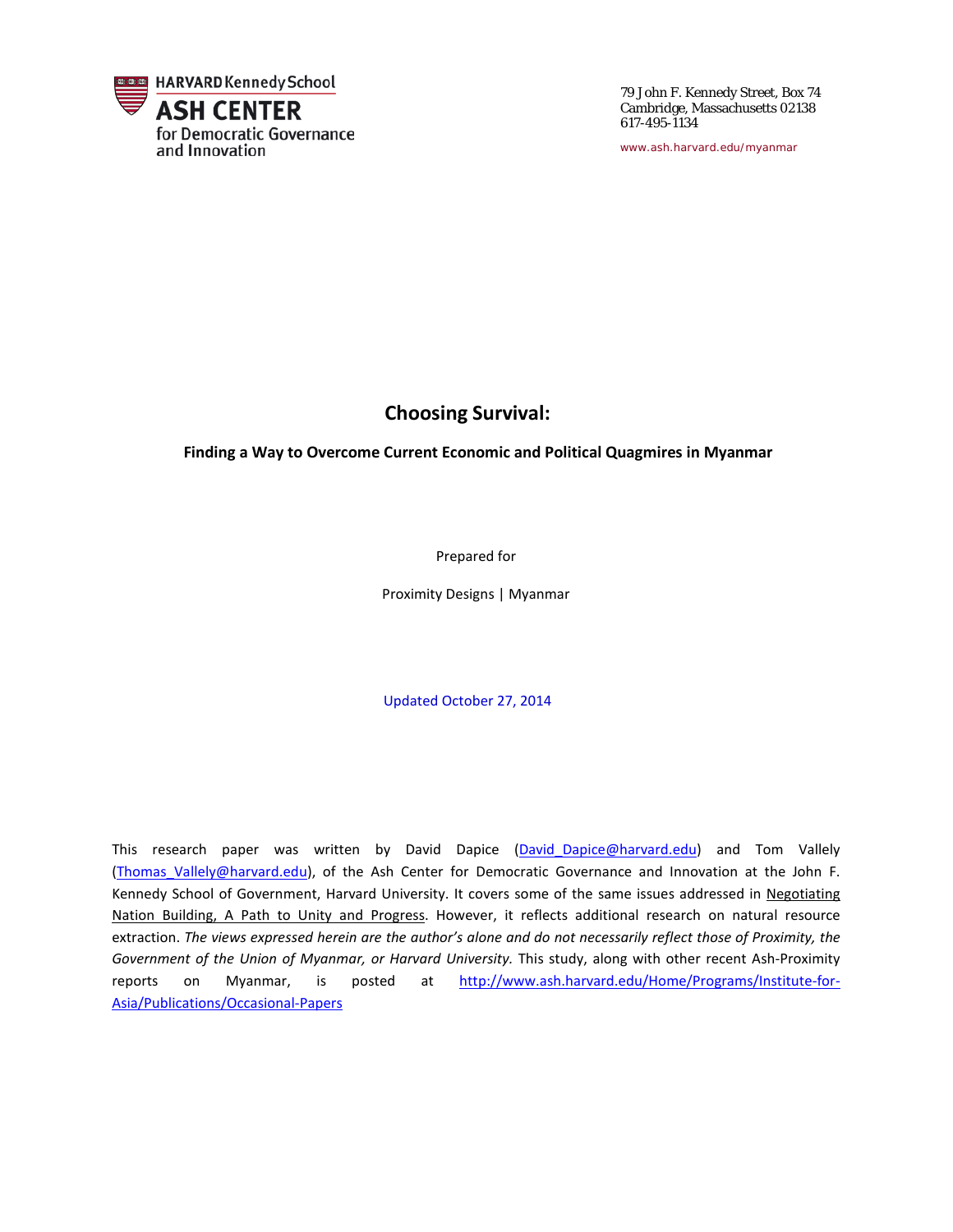HARVARD Kennedy School
ASH CENTER
for Democratic Governance and Innovation

79 John F. Kennedy Street, Box 74
Cambridge, Massachusetts 02138
617-495-1134

www.ash.harvard.edu/myanmar

# Choosing Survival:

### Finding a Way to Overcome Current Economic and Political Quagmires in Myanmar

Prepared for

Proximity Designs | Myanmar

Updated October 27, 2014

This research paper was written by David Dapice (David_Dapice@harvard.edu) and Tom Vallely (Thomas_Vallely@harvard.edu), of the Ash Center for Democratic Governance and Innovation at the John F. Kennedy School of Government, Harvard University. It covers some of the same issues addressed in Negotiating Nation Building, A Path to Unity and Progress. However, it reflects additional research on natural resource extraction. *The views expressed herein are the author's alone and do not necessarily reflect those of Proximity, the Government of the Union of Myanmar, or Harvard University.* This study, along with other recent Ash-Proximity reports on Myanmar, is posted at http://www.ash.harvard.edu/Home/Programs/Institute-for-Asia/Publications/Occasional-Papers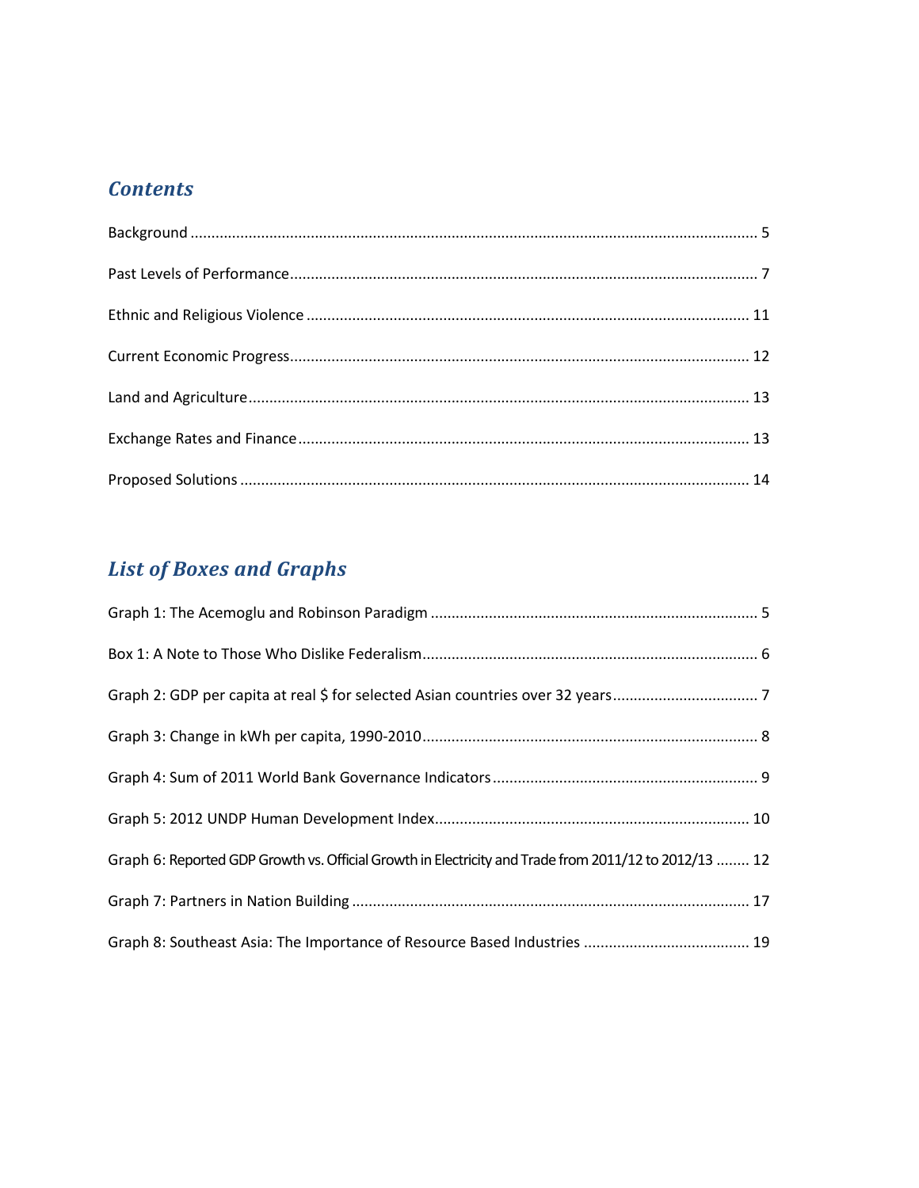## *Contents*

Background ........................................................................................................................ 5

Past Levels of Performance................................................................................................. 7

Ethnic and Religious Violence .......................................................................................... 11

Current Economic Progress.............................................................................................. 12

Land and Agriculture........................................................................................................ 13

Exchange Rates and Finance ............................................................................................ 13

Proposed Solutions .......................................................................................................... 14

## *List of Boxes and Graphs*

Graph 1: The Acemoglu and Robinson Paradigm .............................................................................. 5

Box 1: A Note to Those Who Dislike Federalism................................................................................ 6

Graph 2: GDP per capita at real $ for selected Asian countries over 32 years.................................. 7

Graph 3: Change in kWh per capita, 1990-2010................................................................................ 8

Graph 4: Sum of 2011 World Bank Governance Indicators ............................................................... 9

Graph 5: 2012 UNDP Human Development Index........................................................................... 10

Graph 6: Reported GDP Growth vs. Official Growth in Electricity and Trade from 2011/12 to 2012/13 ........ 12

Graph 7: Partners in Nation Building ............................................................................................... 17

Graph 8: Southeast Asia: The Importance of Resource Based Industries ........................................ 19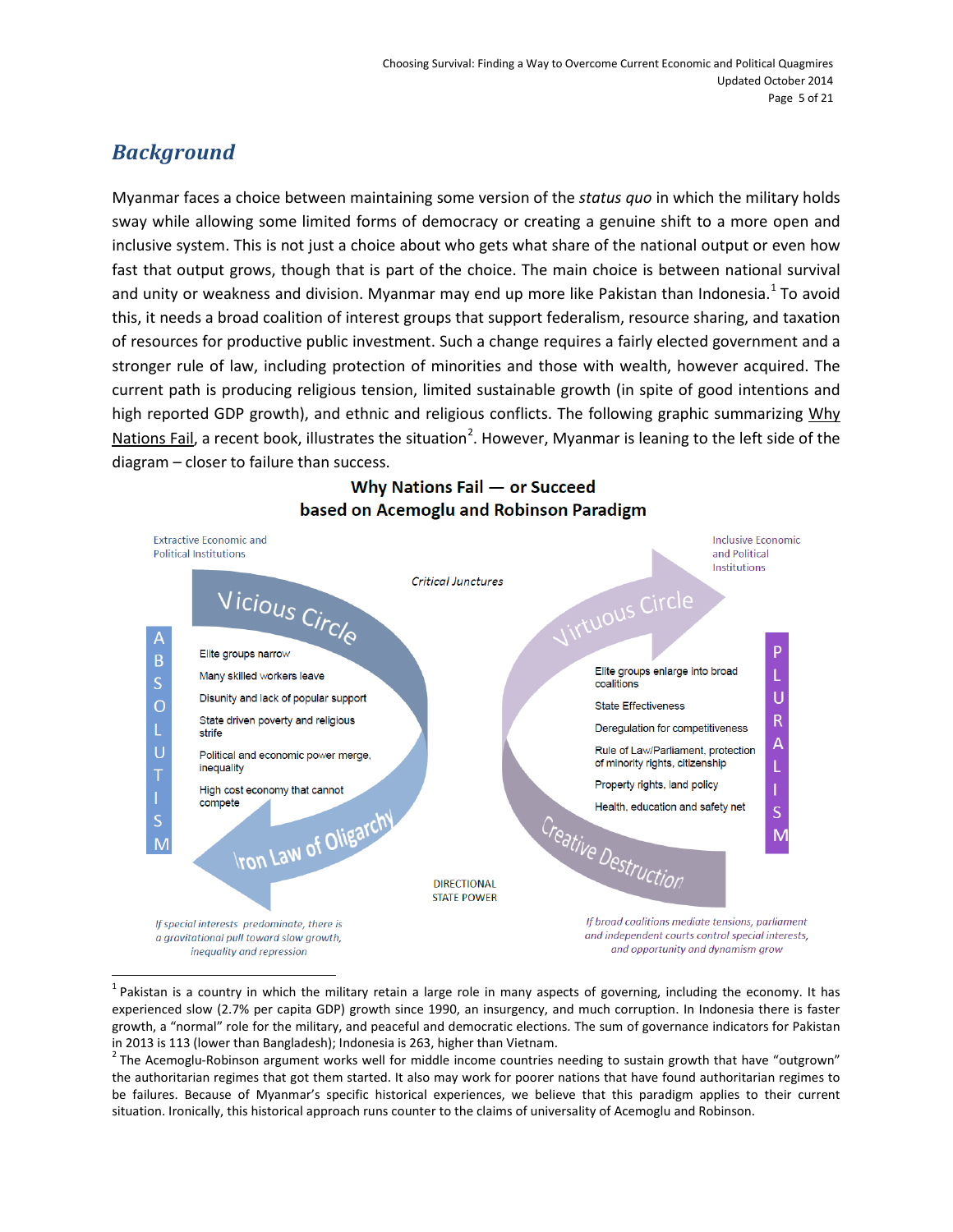## *Background*

Myanmar faces a choice between maintaining some version of the *status quo* in which the military holds sway while allowing some limited forms of democracy or creating a genuine shift to a more open and inclusive system. This is not just a choice about who gets what share of the national output or even how fast that output grows, though that is part of the choice. The main choice is between national survival and unity or weakness and division. Myanmar may end up more like Pakistan than Indonesia.[1] To avoid this, it needs a broad coalition of interest groups that support federalism, resource sharing, and taxation of resources for productive public investment. Such a change requires a fairly elected government and a stronger rule of law, including protection of minorities and those with wealth, however acquired. The current path is producing religious tension, limited sustainable growth (in spite of good intentions and high reported GDP growth), and ethnic and religious conflicts. The following graphic summarizing Why Nations Fail, a recent book, illustrates the situation[2]. However, Myanmar is leaning to the left side of the diagram – closer to failure than success.

**Why Nations Fail — or Succeed**
**based on Acemoglu and Robinson Paradigm**

Extractive Economic and Political Institutions

Critical Junctures

Inclusive Economic and Political Institutions

ABSOLUTISM

Vicious Circle

- Elite groups narrow
- Many skilled workers leave
- Disunity and lack of popular support
- State driven poverty and religious strife
- Political and economic power merge, inequality
- High cost economy that cannot compete

Iron Law of Oligarchy

Virtuous Circle

- Elite groups enlarge into broad coalitions
- State Effectiveness
- Deregulation for competitiveness
- Rule of Law/Parliament, protection of minority rights, citizenship
- Property rights, land policy
- Health, education and safety net

Creative Destruction

PLURALISM

DIRECTIONAL STATE POWER

*If special interests predominate, there is a gravitational pull toward slow growth, inequality and repression*

*If broad coalitions mediate tensions, parliament and independent courts control special interests, and opportunity and dynamism grow*

---

[1] Pakistan is a country in which the military retain a large role in many aspects of governing, including the economy. It has experienced slow (2.7% per capita GDP) growth since 1990, an insurgency, and much corruption. In Indonesia there is faster growth, a "normal" role for the military, and peaceful and democratic elections. The sum of governance indicators for Pakistan in 2013 is 113 (lower than Bangladesh); Indonesia is 263, higher than Vietnam.

[2] The Acemoglu-Robinson argument works well for middle income countries needing to sustain growth that have "outgrown" the authoritarian regimes that got them started. It also may work for poorer nations that have found authoritarian regimes to be failures. Because of Myanmar's specific historical experiences, we believe that this paradigm applies to their current situation. Ironically, this historical approach runs counter to the claims of universality of Acemoglu and Robinson.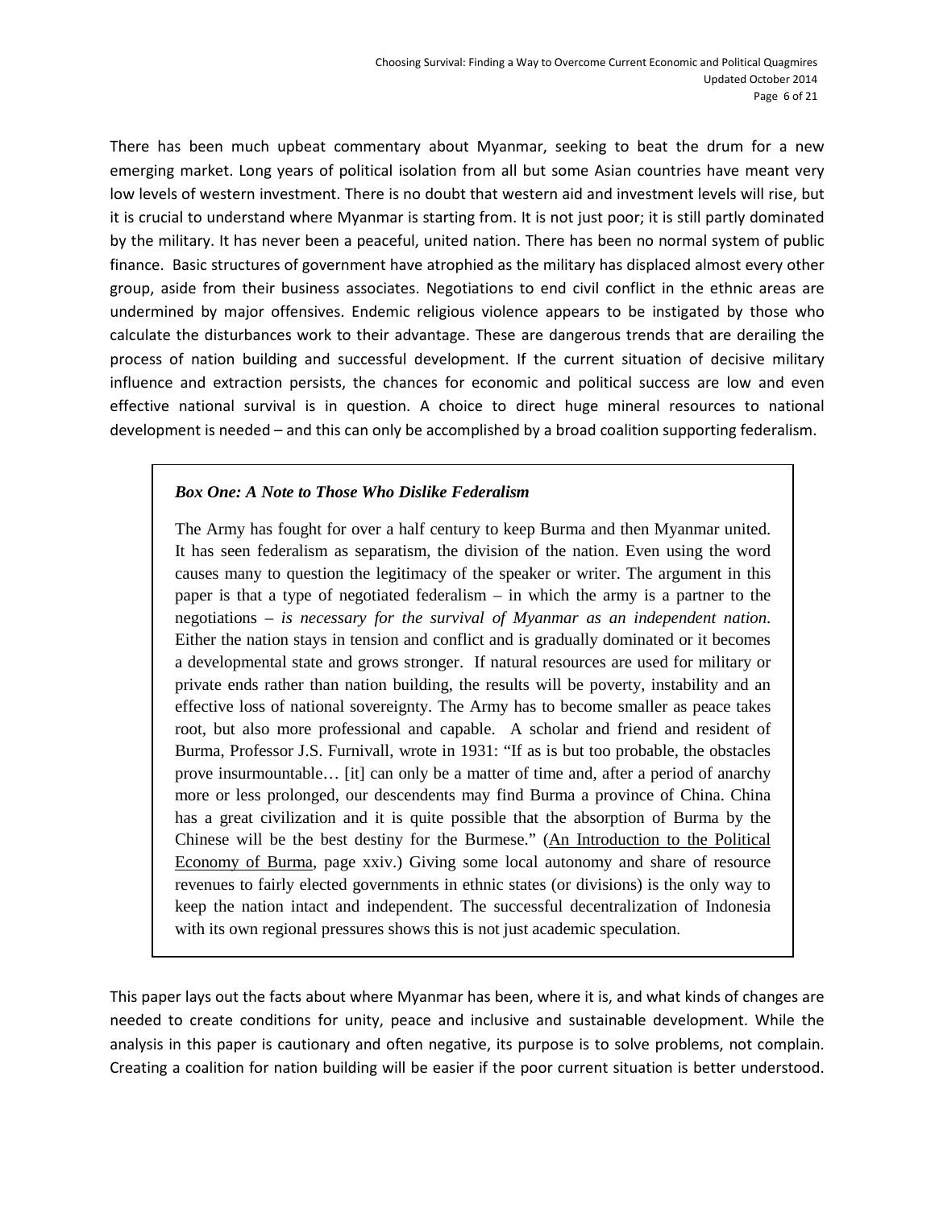There has been much upbeat commentary about Myanmar, seeking to beat the drum for a new emerging market. Long years of political isolation from all but some Asian countries have meant very low levels of western investment. There is no doubt that western aid and investment levels will rise, but it is crucial to understand where Myanmar is starting from. It is not just poor; it is still partly dominated by the military. It has never been a peaceful, united nation. There has been no normal system of public finance. Basic structures of government have atrophied as the military has displaced almost every other group, aside from their business associates. Negotiations to end civil conflict in the ethnic areas are undermined by major offensives. Endemic religious violence appears to be instigated by those who calculate the disturbances work to their advantage. These are dangerous trends that are derailing the process of nation building and successful development. If the current situation of decisive military influence and extraction persists, the chances for economic and political success are low and even effective national survival is in question. A choice to direct huge mineral resources to national development is needed – and this can only be accomplished by a broad coalition supporting federalism.

> ***Box One: A Note to Those Who Dislike Federalism***
>
> The Army has fought for over a half century to keep Burma and then Myanmar united. It has seen federalism as separatism, the division of the nation. Even using the word causes many to question the legitimacy of the speaker or writer. The argument in this paper is that a type of negotiated federalism – in which the army is a partner to the negotiations – *is necessary for the survival of Myanmar as an independent nation*. Either the nation stays in tension and conflict and is gradually dominated or it becomes a developmental state and grows stronger. If natural resources are used for military or private ends rather than nation building, the results will be poverty, instability and an effective loss of national sovereignty. The Army has to become smaller as peace takes root, but also more professional and capable. A scholar and friend and resident of Burma, Professor J.S. Furnivall, wrote in 1931: "If as is but too probable, the obstacles prove insurmountable… [it] can only be a matter of time and, after a period of anarchy more or less prolonged, our descendents may find Burma a province of China. China has a great civilization and it is quite possible that the absorption of Burma by the Chinese will be the best destiny for the Burmese." (An Introduction to the Political Economy of Burma, page xxiv.) Giving some local autonomy and share of resource revenues to fairly elected governments in ethnic states (or divisions) is the only way to keep the nation intact and independent. The successful decentralization of Indonesia with its own regional pressures shows this is not just academic speculation.

This paper lays out the facts about where Myanmar has been, where it is, and what kinds of changes are needed to create conditions for unity, peace and inclusive and sustainable development. While the analysis in this paper is cautionary and often negative, its purpose is to solve problems, not complain. Creating a coalition for nation building will be easier if the poor current situation is better understood.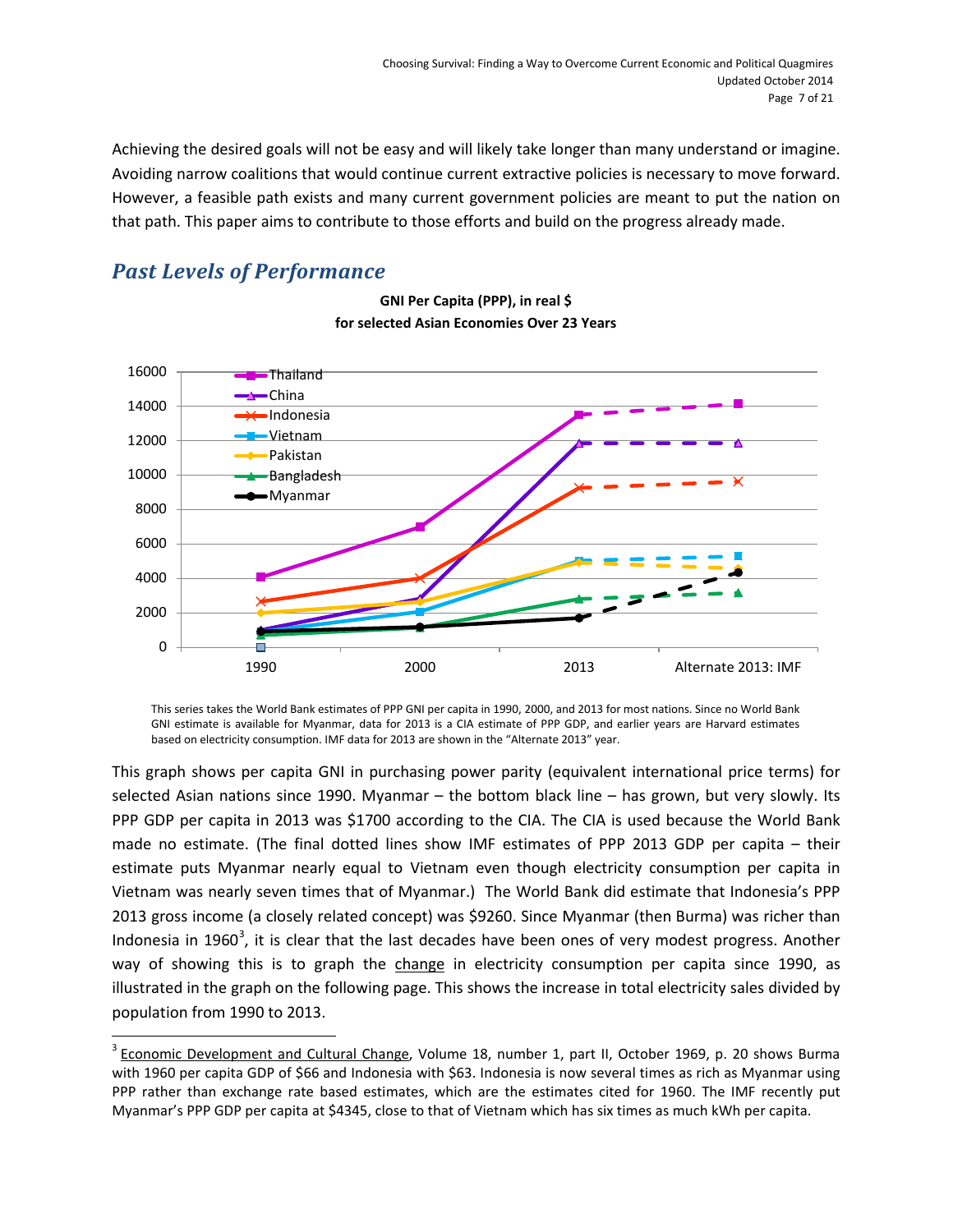Achieving the desired goals will not be easy and will likely take longer than many understand or imagine. Avoiding narrow coalitions that would continue current extractive policies is necessary to move forward. However, a feasible path exists and many current government policies are meant to put the nation on that path. This paper aims to contribute to those efforts and build on the progress already made.

## *Past Levels of Performance*

**GNI Per Capita (PPP), in real $**
**for selected Asian Economies Over 23 Years**

This series takes the World Bank estimates of PPP GNI per capita in 1990, 2000, and 2013 for most nations. Since no World Bank GNI estimate is available for Myanmar, data for 2013 is a CIA estimate of PPP GDP, and earlier years are Harvard estimates based on electricity consumption. IMF data for 2013 are shown in the "Alternate 2013" year.

This graph shows per capita GNI in purchasing power parity (equivalent international price terms) for selected Asian nations since 1990. Myanmar – the bottom black line – has grown, but very slowly. Its PPP GDP per capita in 2013 was $1700 according to the CIA. The CIA is used because the World Bank made no estimate. (The final dotted lines show IMF estimates of PPP 2013 GDP per capita – their estimate puts Myanmar nearly equal to Vietnam even though electricity consumption per capita in Vietnam was nearly seven times that of Myanmar.) The World Bank did estimate that Indonesia's PPP 2013 gross income (a closely related concept) was $9260. Since Myanmar (then Burma) was richer than Indonesia in 1960[3], it is clear that the last decades have been ones of very modest progress. Another way of showing this is to graph the change in electricity consumption per capita since 1990, as illustrated in the graph on the following page. This shows the increase in total electricity sales divided by population from 1990 to 2013.

[3] Economic Development and Cultural Change, Volume 18, number 1, part II, October 1969, p. 20 shows Burma with 1960 per capita GDP of $66 and Indonesia with $63. Indonesia is now several times as rich as Myanmar using PPP rather than exchange rate based estimates, which are the estimates cited for 1960. The IMF recently put Myanmar's PPP GDP per capita at $4345, close to that of Vietnam which has six times as much kWh per capita.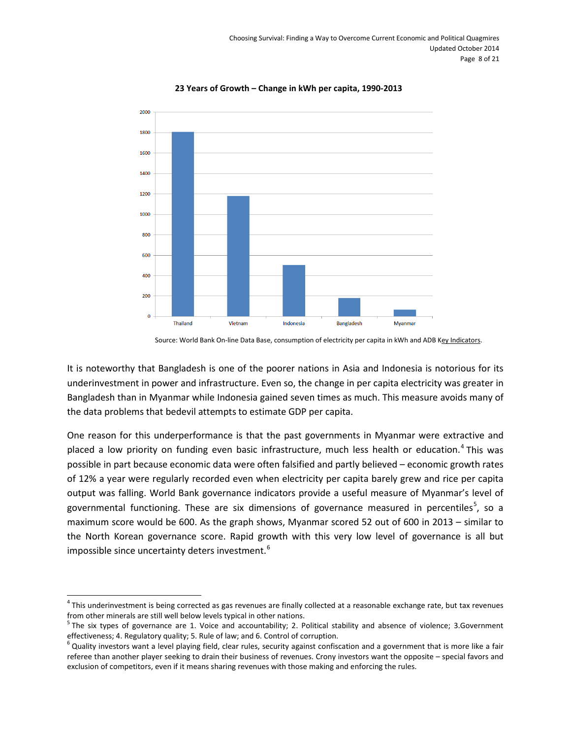**23 Years of Growth – Change in kWh per capita, 1990-2013**

Source: World Bank On-line Data Base, consumption of electricity per capita in kWh and ADB Key Indicators.

It is noteworthy that Bangladesh is one of the poorer nations in Asia and Indonesia is notorious for its underinvestment in power and infrastructure. Even so, the change in per capita electricity was greater in Bangladesh than in Myanmar while Indonesia gained seven times as much. This measure avoids many of the data problems that bedevil attempts to estimate GDP per capita.

One reason for this underperformance is that the past governments in Myanmar were extractive and placed a low priority on funding even basic infrastructure, much less health or education.[4] This was possible in part because economic data were often falsified and partly believed – economic growth rates of 12% a year were regularly recorded even when electricity per capita barely grew and rice per capita output was falling. World Bank governance indicators provide a useful measure of Myanmar's level of governmental functioning. These are six dimensions of governance measured in percentiles[5], so a maximum score would be 600. As the graph shows, Myanmar scored 52 out of 600 in 2013 – similar to the North Korean governance score. Rapid growth with this very low level of governance is all but impossible since uncertainty deters investment.[6]

---

[4] This underinvestment is being corrected as gas revenues are finally collected at a reasonable exchange rate, but tax revenues from other minerals are still well below levels typical in other nations.

[5] The six types of governance are 1. Voice and accountability; 2. Political stability and absence of violence; 3.Government effectiveness; 4. Regulatory quality; 5. Rule of law; and 6. Control of corruption.

[6] Quality investors want a level playing field, clear rules, security against confiscation and a government that is more like a fair referee than another player seeking to drain their business of revenues. Crony investors want the opposite – special favors and exclusion of competitors, even if it means sharing revenues with those making and enforcing the rules.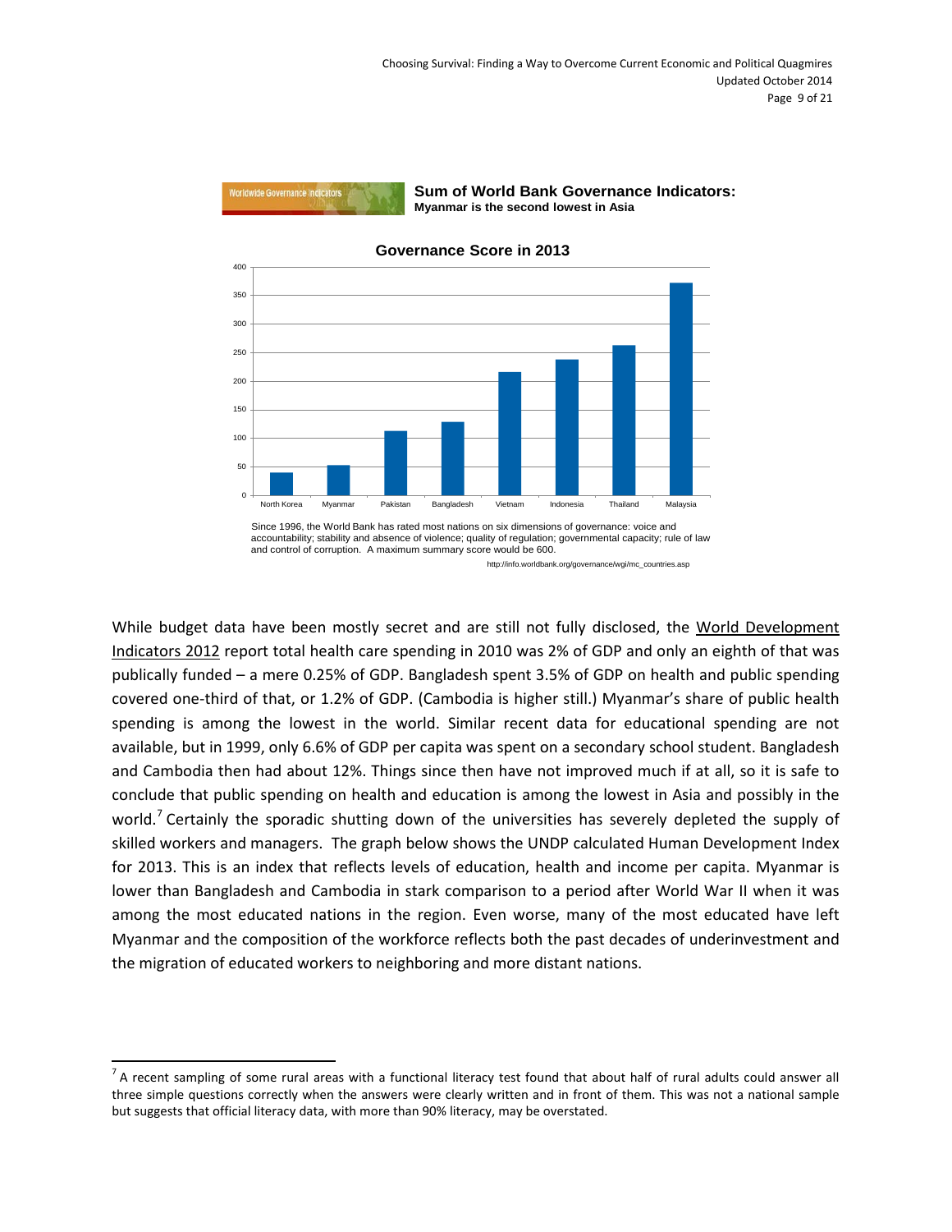**Sum of World Bank Governance Indicators:**
**Myanmar is the second lowest in Asia**

**Governance Score in 2013**

Since 1996, the World Bank has rated most nations on six dimensions of governance: voice and accountability; stability and absence of violence; quality of regulation; governmental capacity; rule of law and control of corruption. A maximum summary score would be 600.

http://info.worldbank.org/governance/wgi/mc_countries.asp

While budget data have been mostly secret and are still not fully disclosed, the World Development Indicators 2012 report total health care spending in 2010 was 2% of GDP and only an eighth of that was publically funded – a mere 0.25% of GDP. Bangladesh spent 3.5% of GDP on health and public spending covered one-third of that, or 1.2% of GDP. (Cambodia is higher still.) Myanmar's share of public health spending is among the lowest in the world. Similar recent data for educational spending are not available, but in 1999, only 6.6% of GDP per capita was spent on a secondary school student. Bangladesh and Cambodia then had about 12%. Things since then have not improved much if at all, so it is safe to conclude that public spending on health and education is among the lowest in Asia and possibly in the world.[7] Certainly the sporadic shutting down of the universities has severely depleted the supply of skilled workers and managers. The graph below shows the UNDP calculated Human Development Index for 2013. This is an index that reflects levels of education, health and income per capita. Myanmar is lower than Bangladesh and Cambodia in stark comparison to a period after World War II when it was among the most educated nations in the region. Even worse, many of the most educated have left Myanmar and the composition of the workforce reflects both the past decades of underinvestment and the migration of educated workers to neighboring and more distant nations.

[7] A recent sampling of some rural areas with a functional literacy test found that about half of rural adults could answer all three simple questions correctly when the answers were clearly written and in front of them. This was not a national sample but suggests that official literacy data, with more than 90% literacy, may be overstated.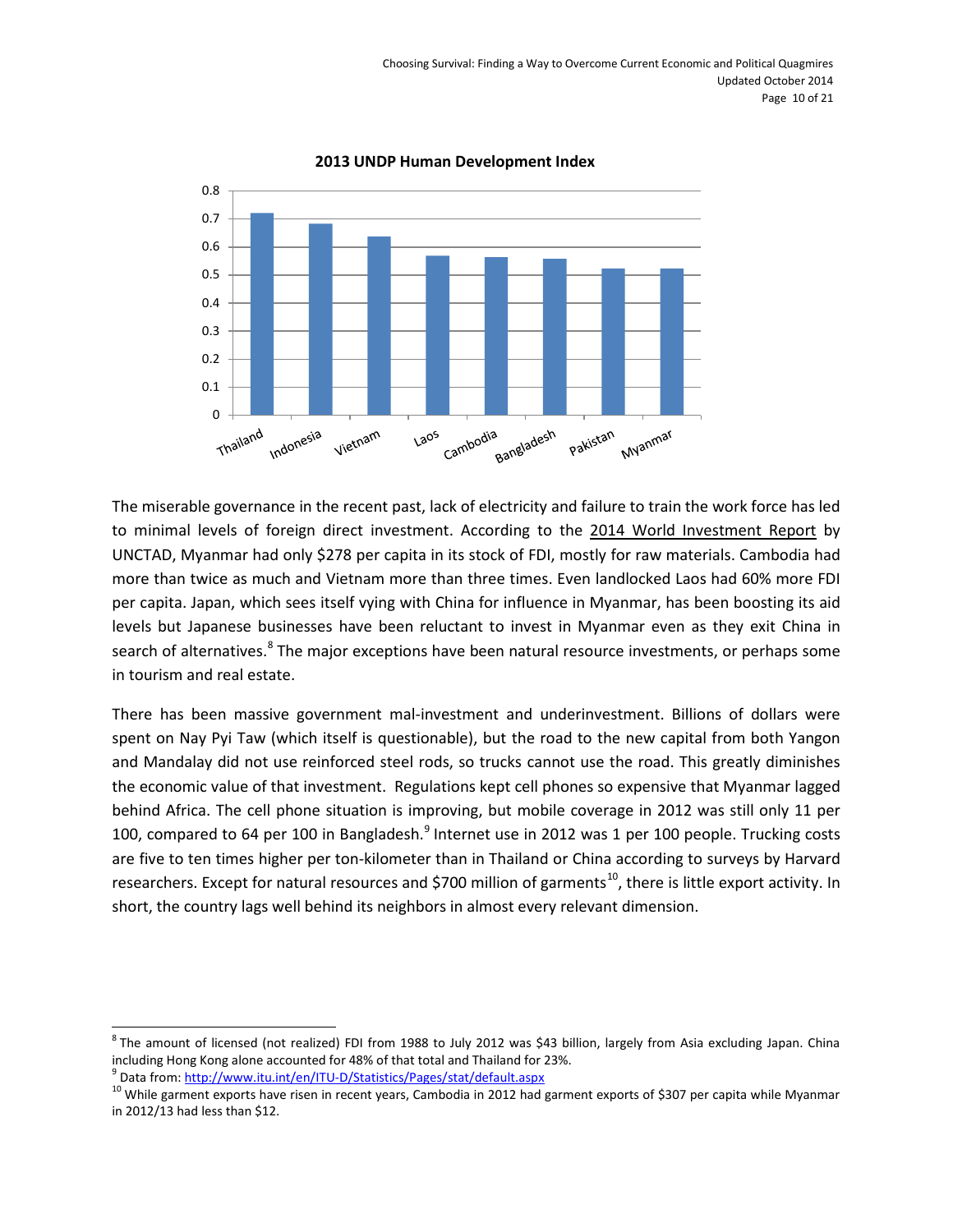**2013 UNDP Human Development Index**

The miserable governance in the recent past, lack of electricity and failure to train the work force has led to minimal levels of foreign direct investment. According to the 2014 World Investment Report by UNCTAD, Myanmar had only $278 per capita in its stock of FDI, mostly for raw materials. Cambodia had more than twice as much and Vietnam more than three times. Even landlocked Laos had 60% more FDI per capita. Japan, which sees itself vying with China for influence in Myanmar, has been boosting its aid levels but Japanese businesses have been reluctant to invest in Myanmar even as they exit China in search of alternatives.[8] The major exceptions have been natural resource investments, or perhaps some in tourism and real estate.

There has been massive government mal-investment and underinvestment. Billions of dollars were spent on Nay Pyi Taw (which itself is questionable), but the road to the new capital from both Yangon and Mandalay did not use reinforced steel rods, so trucks cannot use the road. This greatly diminishes the economic value of that investment. Regulations kept cell phones so expensive that Myanmar lagged behind Africa. The cell phone situation is improving, but mobile coverage in 2012 was still only 11 per 100, compared to 64 per 100 in Bangladesh.[9] Internet use in 2012 was 1 per 100 people. Trucking costs are five to ten times higher per ton-kilometer than in Thailand or China according to surveys by Harvard researchers. Except for natural resources and $700 million of garments[10], there is little export activity. In short, the country lags well behind its neighbors in almost every relevant dimension.

---

[8] The amount of licensed (not realized) FDI from 1988 to July 2012 was $43 billion, largely from Asia excluding Japan. China including Hong Kong alone accounted for 48% of that total and Thailand for 23%.

[9] Data from: http://www.itu.int/en/ITU-D/Statistics/Pages/stat/default.aspx

[10] While garment exports have risen in recent years, Cambodia in 2012 had garment exports of $307 per capita while Myanmar in 2012/13 had less than $12.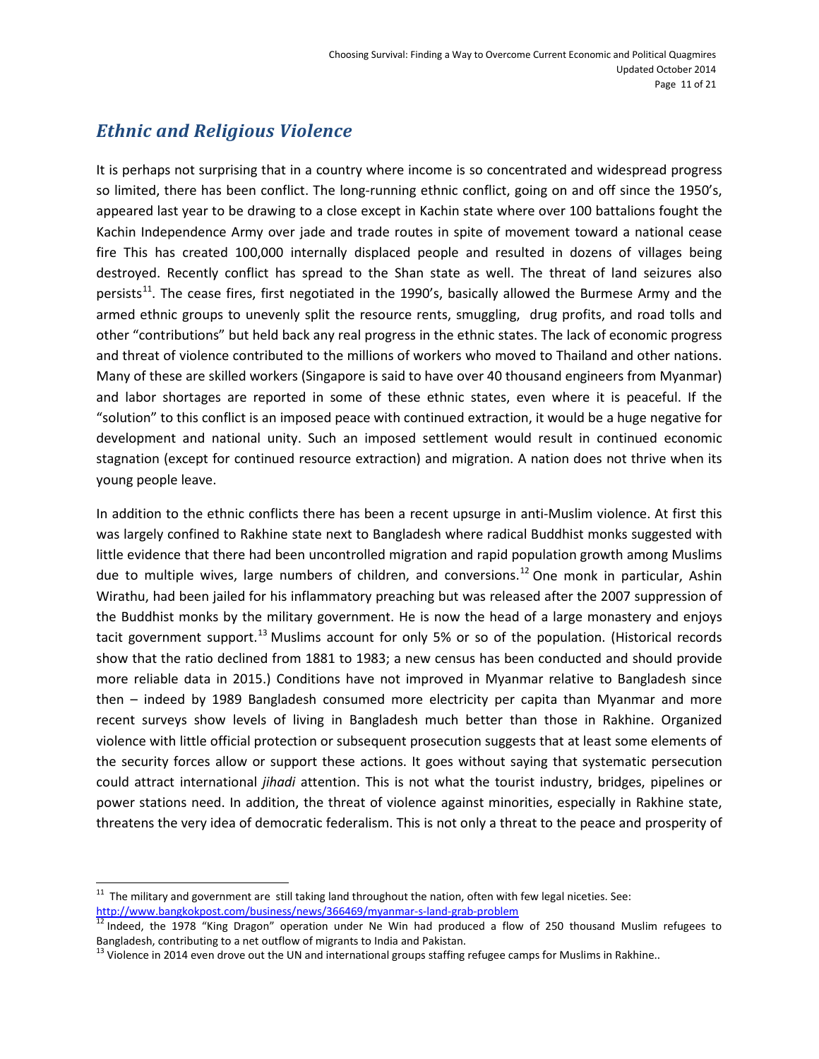## *Ethnic and Religious Violence*

It is perhaps not surprising that in a country where income is so concentrated and widespread progress so limited, there has been conflict. The long-running ethnic conflict, going on and off since the 1950's, appeared last year to be drawing to a close except in Kachin state where over 100 battalions fought the Kachin Independence Army over jade and trade routes in spite of movement toward a national cease fire This has created 100,000 internally displaced people and resulted in dozens of villages being destroyed. Recently conflict has spread to the Shan state as well. The threat of land seizures also persists[11]. The cease fires, first negotiated in the 1990's, basically allowed the Burmese Army and the armed ethnic groups to unevenly split the resource rents, smuggling, drug profits, and road tolls and other "contributions" but held back any real progress in the ethnic states. The lack of economic progress and threat of violence contributed to the millions of workers who moved to Thailand and other nations. Many of these are skilled workers (Singapore is said to have over 40 thousand engineers from Myanmar) and labor shortages are reported in some of these ethnic states, even where it is peaceful. If the "solution" to this conflict is an imposed peace with continued extraction, it would be a huge negative for development and national unity. Such an imposed settlement would result in continued economic stagnation (except for continued resource extraction) and migration. A nation does not thrive when its young people leave.

In addition to the ethnic conflicts there has been a recent upsurge in anti-Muslim violence. At first this was largely confined to Rakhine state next to Bangladesh where radical Buddhist monks suggested with little evidence that there had been uncontrolled migration and rapid population growth among Muslims due to multiple wives, large numbers of children, and conversions.[12] One monk in particular, Ashin Wirathu, had been jailed for his inflammatory preaching but was released after the 2007 suppression of the Buddhist monks by the military government. He is now the head of a large monastery and enjoys tacit government support.[13] Muslims account for only 5% or so of the population. (Historical records show that the ratio declined from 1881 to 1983; a new census has been conducted and should provide more reliable data in 2015.) Conditions have not improved in Myanmar relative to Bangladesh since then – indeed by 1989 Bangladesh consumed more electricity per capita than Myanmar and more recent surveys show levels of living in Bangladesh much better than those in Rakhine. Organized violence with little official protection or subsequent prosecution suggests that at least some elements of the security forces allow or support these actions. It goes without saying that systematic persecution could attract international *jihadi* attention. This is not what the tourist industry, bridges, pipelines or power stations need. In addition, the threat of violence against minorities, especially in Rakhine state, threatens the very idea of democratic federalism. This is not only a threat to the peace and prosperity of

---

[11] The military and government are still taking land throughout the nation, often with few legal niceties. See: http://www.bangkokpost.com/business/news/366469/myanmar-s-land-grab-problem

[12] Indeed, the 1978 "King Dragon" operation under Ne Win had produced a flow of 250 thousand Muslim refugees to Bangladesh, contributing to a net outflow of migrants to India and Pakistan.

[13] Violence in 2014 even drove out the UN and international groups staffing refugee camps for Muslims in Rakhine..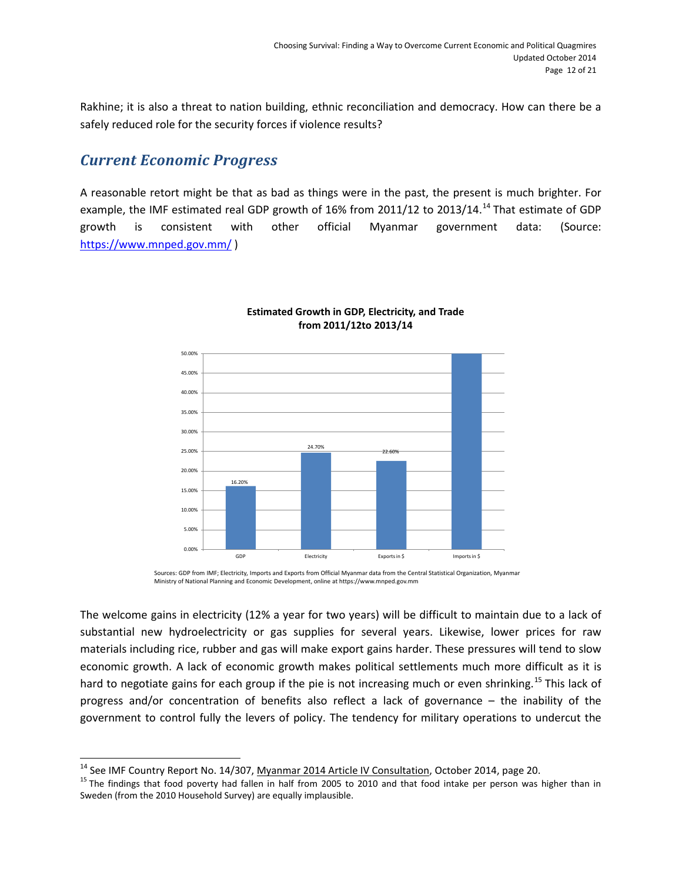Rakhine; it is also a threat to nation building, ethnic reconciliation and democracy. How can there be a safely reduced role for the security forces if violence results?

## *Current Economic Progress*

A reasonable retort might be that as bad as things were in the past, the present is much brighter. For example, the IMF estimated real GDP growth of 16% from 2011/12 to 2013/14.[14] That estimate of GDP growth is consistent with other official Myanmar government data: (Source: https://www.mnped.gov.mm/ )

**Estimated Growth in GDP, Electricity, and Trade from 2011/12to 2013/14**

| | GDP | Electricity | Exports in $ | Imports in $ |
|---|---|---|---|---|
| Growth | 16.20% | 24.70% | 22.60% | |

Sources: GDP from IMF; Electricity, Imports and Exports from Official Myanmar data from the Central Statistical Organization, Myanmar Ministry of National Planning and Economic Development, online at https://www.mnped.gov.mm

The welcome gains in electricity (12% a year for two years) will be difficult to maintain due to a lack of substantial new hydroelectricity or gas supplies for several years. Likewise, lower prices for raw materials including rice, rubber and gas will make export gains harder. These pressures will tend to slow economic growth. A lack of economic growth makes political settlements much more difficult as it is hard to negotiate gains for each group if the pie is not increasing much or even shrinking.[15] This lack of progress and/or concentration of benefits also reflect a lack of governance – the inability of the government to control fully the levers of policy. The tendency for military operations to undercut the

---

[14] See IMF Country Report No. 14/307, Myanmar 2014 Article IV Consultation, October 2014, page 20.

[15] The findings that food poverty had fallen in half from 2005 to 2010 and that food intake per person was higher than in Sweden (from the 2010 Household Survey) are equally implausible.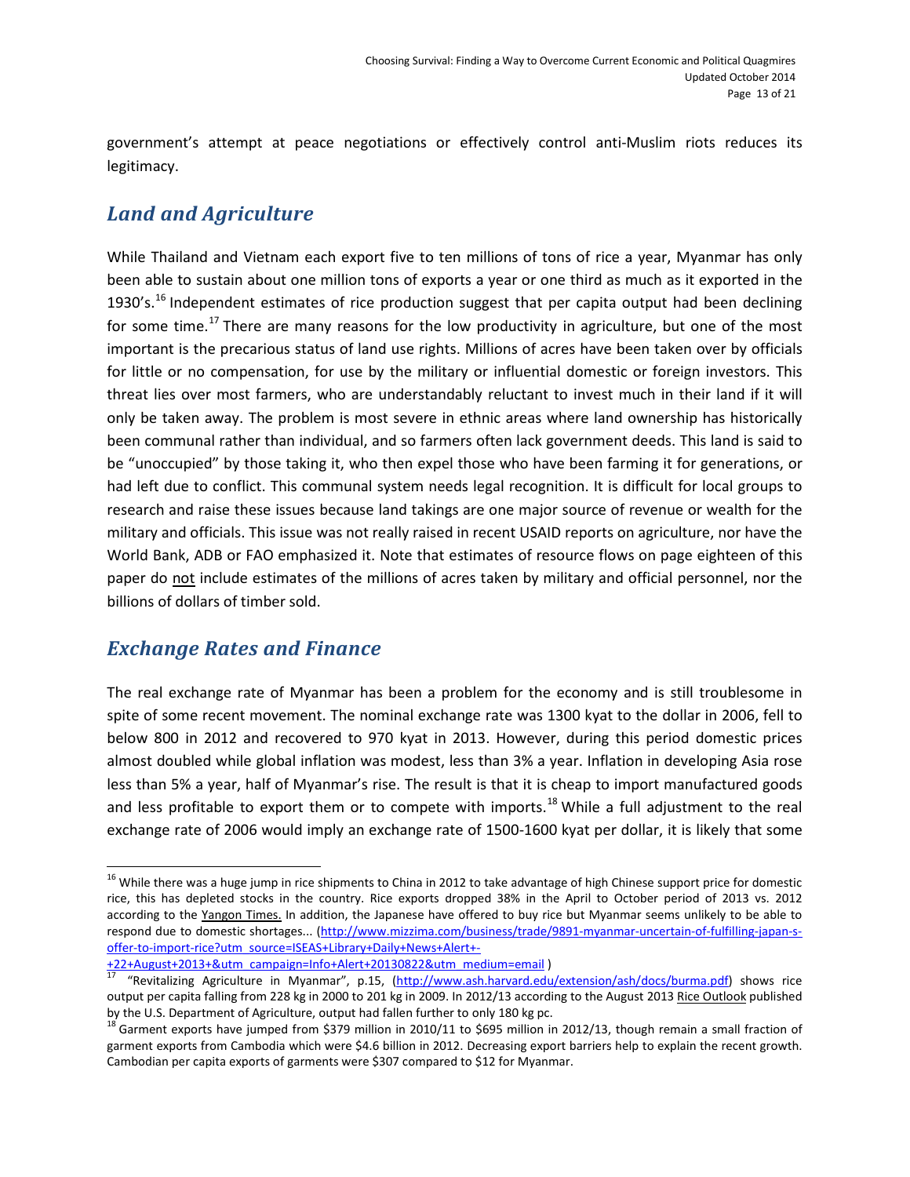government's attempt at peace negotiations or effectively control anti-Muslim riots reduces its legitimacy.

## *Land and Agriculture*

While Thailand and Vietnam each export five to ten millions of tons of rice a year, Myanmar has only been able to sustain about one million tons of exports a year or one third as much as it exported in the 1930's.[16] Independent estimates of rice production suggest that per capita output had been declining for some time.[17] There are many reasons for the low productivity in agriculture, but one of the most important is the precarious status of land use rights. Millions of acres have been taken over by officials for little or no compensation, for use by the military or influential domestic or foreign investors. This threat lies over most farmers, who are understandably reluctant to invest much in their land if it will only be taken away. The problem is most severe in ethnic areas where land ownership has historically been communal rather than individual, and so farmers often lack government deeds. This land is said to be "unoccupied" by those taking it, who then expel those who have been farming it for generations, or had left due to conflict. This communal system needs legal recognition. It is difficult for local groups to research and raise these issues because land takings are one major source of revenue or wealth for the military and officials. This issue was not really raised in recent USAID reports on agriculture, nor have the World Bank, ADB or FAO emphasized it. Note that estimates of resource flows on page eighteen of this paper do <u>not</u> include estimates of the millions of acres taken by military and official personnel, nor the billions of dollars of timber sold.

## *Exchange Rates and Finance*

The real exchange rate of Myanmar has been a problem for the economy and is still troublesome in spite of some recent movement. The nominal exchange rate was 1300 kyat to the dollar in 2006, fell to below 800 in 2012 and recovered to 970 kyat in 2013. However, during this period domestic prices almost doubled while global inflation was modest, less than 3% a year. Inflation in developing Asia rose less than 5% a year, half of Myanmar's rise. The result is that it is cheap to import manufactured goods and less profitable to export them or to compete with imports.[18] While a full adjustment to the real exchange rate of 2006 would imply an exchange rate of 1500-1600 kyat per dollar, it is likely that some

---

[16] While there was a huge jump in rice shipments to China in 2012 to take advantage of high Chinese support price for domestic rice, this has depleted stocks in the country. Rice exports dropped 38% in the April to October period of 2013 vs. 2012 according to the <u>Yangon Times.</u> In addition, the Japanese have offered to buy rice but Myanmar seems unlikely to be able to respond due to domestic shortages... (http://www.mizzima.com/business/trade/9891-myanmar-uncertain-of-fulfilling-japan-s-offer-to-import-rice?utm_source=ISEAS+Library+Daily+News+Alert+-+22+August+2013+&utm_campaign=Info+Alert+20130822&utm_medium=email )

[17] "Revitalizing Agriculture in Myanmar", p.15, (http://www.ash.harvard.edu/extension/ash/docs/burma.pdf) shows rice output per capita falling from 228 kg in 2000 to 201 kg in 2009. In 2012/13 according to the August 2013 <u>Rice Outlook</u> published by the U.S. Department of Agriculture, output had fallen further to only 180 kg pc.

[18] Garment exports have jumped from $379 million in 2010/11 to $695 million in 2012/13, though remain a small fraction of garment exports from Cambodia which were $4.6 billion in 2012. Decreasing export barriers help to explain the recent growth. Cambodian per capita exports of garments were $307 compared to $12 for Myanmar.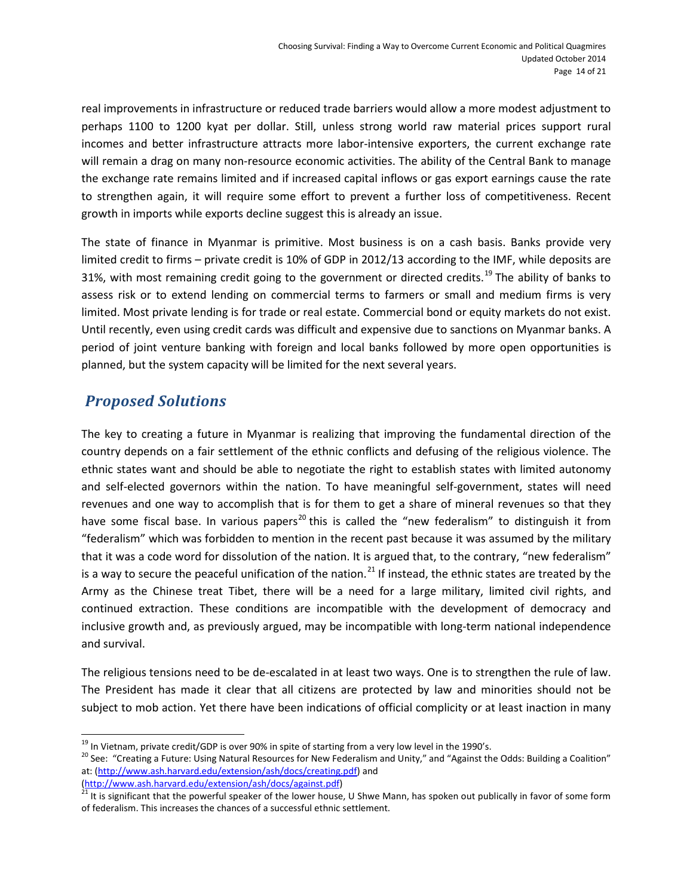real improvements in infrastructure or reduced trade barriers would allow a more modest adjustment to perhaps 1100 to 1200 kyat per dollar. Still, unless strong world raw material prices support rural incomes and better infrastructure attracts more labor-intensive exporters, the current exchange rate will remain a drag on many non-resource economic activities. The ability of the Central Bank to manage the exchange rate remains limited and if increased capital inflows or gas export earnings cause the rate to strengthen again, it will require some effort to prevent a further loss of competitiveness. Recent growth in imports while exports decline suggest this is already an issue.

The state of finance in Myanmar is primitive. Most business is on a cash basis. Banks provide very limited credit to firms – private credit is 10% of GDP in 2012/13 according to the IMF, while deposits are 31%, with most remaining credit going to the government or directed credits.[19] The ability of banks to assess risk or to extend lending on commercial terms to farmers or small and medium firms is very limited. Most private lending is for trade or real estate. Commercial bond or equity markets do not exist. Until recently, even using credit cards was difficult and expensive due to sanctions on Myanmar banks. A period of joint venture banking with foreign and local banks followed by more open opportunities is planned, but the system capacity will be limited for the next several years.

## *Proposed Solutions*

The key to creating a future in Myanmar is realizing that improving the fundamental direction of the country depends on a fair settlement of the ethnic conflicts and defusing of the religious violence. The ethnic states want and should be able to negotiate the right to establish states with limited autonomy and self-elected governors within the nation. To have meaningful self-government, states will need revenues and one way to accomplish that is for them to get a share of mineral revenues so that they have some fiscal base. In various papers[20] this is called the "new federalism" to distinguish it from "federalism" which was forbidden to mention in the recent past because it was assumed by the military that it was a code word for dissolution of the nation. It is argued that, to the contrary, "new federalism" is a way to secure the peaceful unification of the nation.[21] If instead, the ethnic states are treated by the Army as the Chinese treat Tibet, there will be a need for a large military, limited civil rights, and continued extraction. These conditions are incompatible with the development of democracy and inclusive growth and, as previously argued, may be incompatible with long-term national independence and survival.

The religious tensions need to be de-escalated in at least two ways. One is to strengthen the rule of law. The President has made it clear that all citizens are protected by law and minorities should not be subject to mob action. Yet there have been indications of official complicity or at least inaction in many

---

[19] In Vietnam, private credit/GDP is over 90% in spite of starting from a very low level in the 1990's.

[20] See: "Creating a Future: Using Natural Resources for New Federalism and Unity," and "Against the Odds: Building a Coalition" at: (http://www.ash.harvard.edu/extension/ash/docs/creating.pdf) and (http://www.ash.harvard.edu/extension/ash/docs/against.pdf)

[21] It is significant that the powerful speaker of the lower house, U Shwe Mann, has spoken out publically in favor of some form of federalism. This increases the chances of a successful ethnic settlement.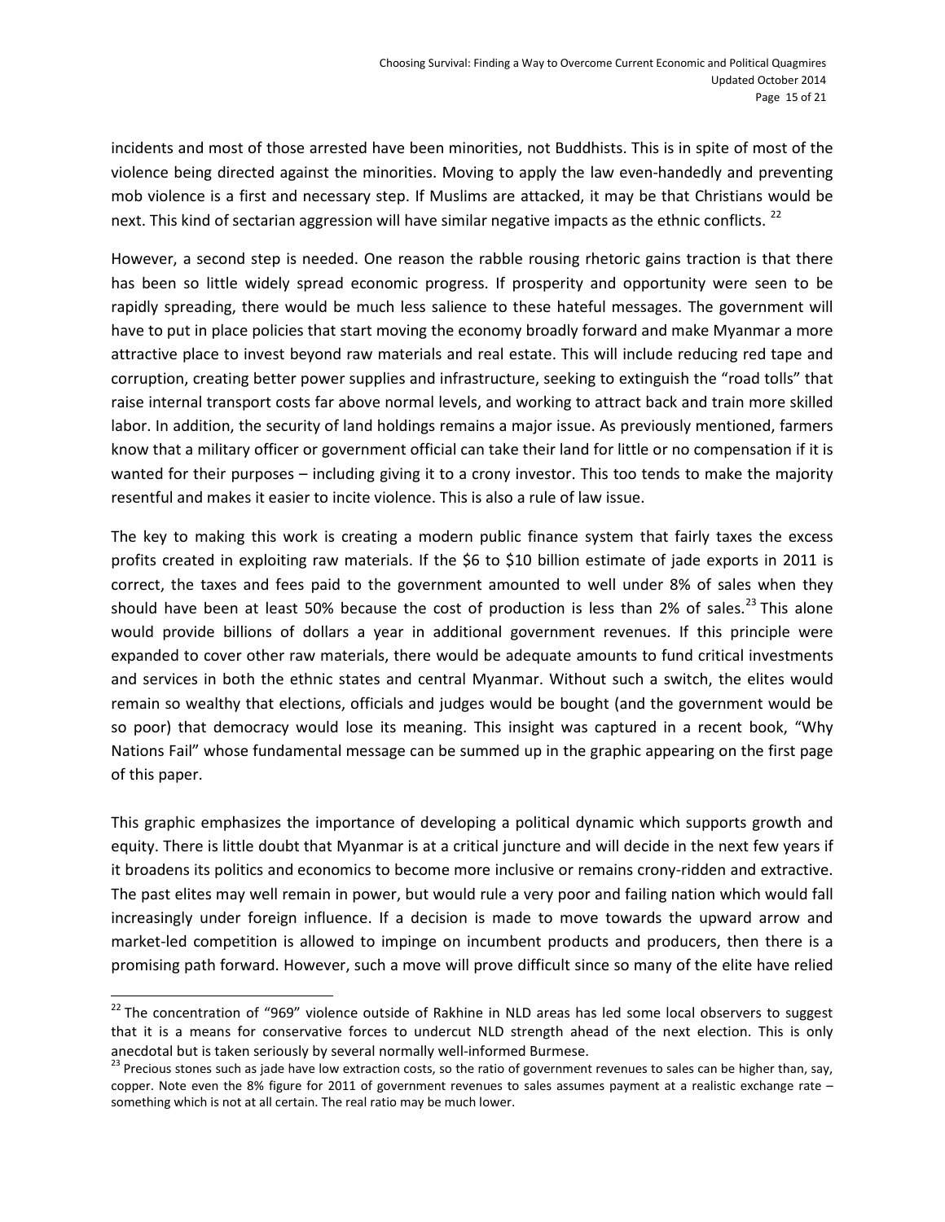incidents and most of those arrested have been minorities, not Buddhists. This is in spite of most of the violence being directed against the minorities. Moving to apply the law even-handedly and preventing mob violence is a first and necessary step. If Muslims are attacked, it may be that Christians would be next. This kind of sectarian aggression will have similar negative impacts as the ethnic conflicts. [22]

However, a second step is needed. One reason the rabble rousing rhetoric gains traction is that there has been so little widely spread economic progress. If prosperity and opportunity were seen to be rapidly spreading, there would be much less salience to these hateful messages. The government will have to put in place policies that start moving the economy broadly forward and make Myanmar a more attractive place to invest beyond raw materials and real estate. This will include reducing red tape and corruption, creating better power supplies and infrastructure, seeking to extinguish the "road tolls" that raise internal transport costs far above normal levels, and working to attract back and train more skilled labor. In addition, the security of land holdings remains a major issue. As previously mentioned, farmers know that a military officer or government official can take their land for little or no compensation if it is wanted for their purposes – including giving it to a crony investor. This too tends to make the majority resentful and makes it easier to incite violence. This is also a rule of law issue.

The key to making this work is creating a modern public finance system that fairly taxes the excess profits created in exploiting raw materials. If the $6 to $10 billion estimate of jade exports in 2011 is correct, the taxes and fees paid to the government amounted to well under 8% of sales when they should have been at least 50% because the cost of production is less than 2% of sales.[23] This alone would provide billions of dollars a year in additional government revenues. If this principle were expanded to cover other raw materials, there would be adequate amounts to fund critical investments and services in both the ethnic states and central Myanmar. Without such a switch, the elites would remain so wealthy that elections, officials and judges would be bought (and the government would be so poor) that democracy would lose its meaning. This insight was captured in a recent book, "Why Nations Fail" whose fundamental message can be summed up in the graphic appearing on the first page of this paper.

This graphic emphasizes the importance of developing a political dynamic which supports growth and equity. There is little doubt that Myanmar is at a critical juncture and will decide in the next few years if it broadens its politics and economics to become more inclusive or remains crony-ridden and extractive. The past elites may well remain in power, but would rule a very poor and failing nation which would fall increasingly under foreign influence. If a decision is made to move towards the upward arrow and market-led competition is allowed to impinge on incumbent products and producers, then there is a promising path forward. However, such a move will prove difficult since so many of the elite have relied

---

[22] The concentration of "969" violence outside of Rakhine in NLD areas has led some local observers to suggest that it is a means for conservative forces to undercut NLD strength ahead of the next election. This is only anecdotal but is taken seriously by several normally well-informed Burmese.

[23] Precious stones such as jade have low extraction costs, so the ratio of government revenues to sales can be higher than, say, copper. Note even the 8% figure for 2011 of government revenues to sales assumes payment at a realistic exchange rate – something which is not at all certain. The real ratio may be much lower.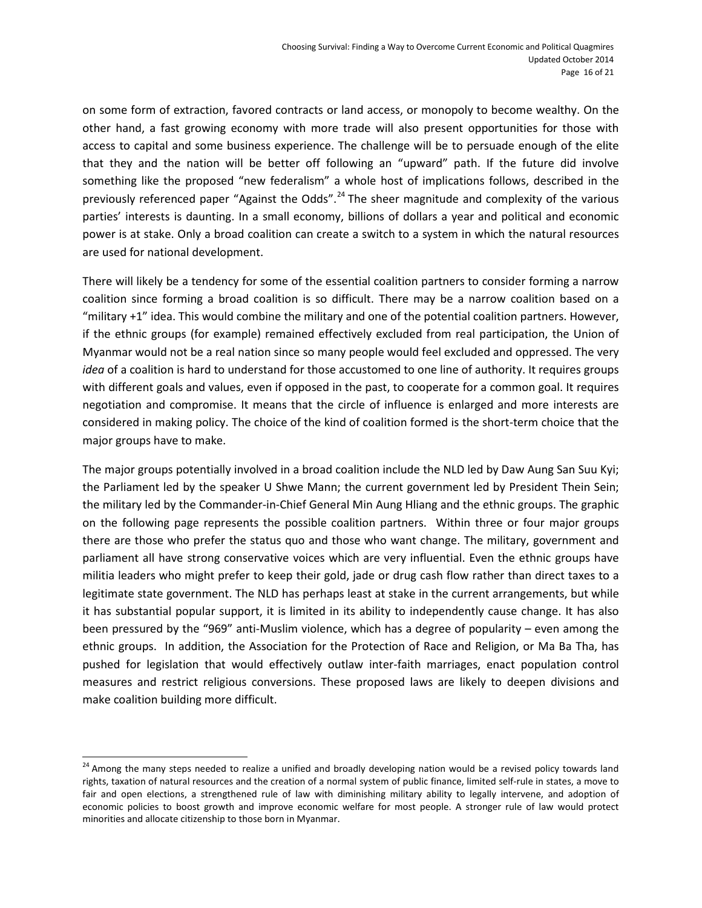on some form of extraction, favored contracts or land access, or monopoly to become wealthy. On the other hand, a fast growing economy with more trade will also present opportunities for those with access to capital and some business experience. The challenge will be to persuade enough of the elite that they and the nation will be better off following an "upward" path. If the future did involve something like the proposed "new federalism" a whole host of implications follows, described in the previously referenced paper "Against the Odds".[24] The sheer magnitude and complexity of the various parties' interests is daunting. In a small economy, billions of dollars a year and political and economic power is at stake. Only a broad coalition can create a switch to a system in which the natural resources are used for national development.

There will likely be a tendency for some of the essential coalition partners to consider forming a narrow coalition since forming a broad coalition is so difficult. There may be a narrow coalition based on a "military +1" idea. This would combine the military and one of the potential coalition partners. However, if the ethnic groups (for example) remained effectively excluded from real participation, the Union of Myanmar would not be a real nation since so many people would feel excluded and oppressed. The very *idea* of a coalition is hard to understand for those accustomed to one line of authority. It requires groups with different goals and values, even if opposed in the past, to cooperate for a common goal. It requires negotiation and compromise. It means that the circle of influence is enlarged and more interests are considered in making policy. The choice of the kind of coalition formed is the short-term choice that the major groups have to make.

The major groups potentially involved in a broad coalition include the NLD led by Daw Aung San Suu Kyi; the Parliament led by the speaker U Shwe Mann; the current government led by President Thein Sein; the military led by the Commander-in-Chief General Min Aung Hliang and the ethnic groups. The graphic on the following page represents the possible coalition partners. Within three or four major groups there are those who prefer the status quo and those who want change. The military, government and parliament all have strong conservative voices which are very influential. Even the ethnic groups have militia leaders who might prefer to keep their gold, jade or drug cash flow rather than direct taxes to a legitimate state government. The NLD has perhaps least at stake in the current arrangements, but while it has substantial popular support, it is limited in its ability to independently cause change. It has also been pressured by the "969" anti-Muslim violence, which has a degree of popularity – even among the ethnic groups. In addition, the Association for the Protection of Race and Religion, or Ma Ba Tha, has pushed for legislation that would effectively outlaw inter-faith marriages, enact population control measures and restrict religious conversions. These proposed laws are likely to deepen divisions and make coalition building more difficult.

[24] Among the many steps needed to realize a unified and broadly developing nation would be a revised policy towards land rights, taxation of natural resources and the creation of a normal system of public finance, limited self-rule in states, a move to fair and open elections, a strengthened rule of law with diminishing military ability to legally intervene, and adoption of economic policies to boost growth and improve economic welfare for most people. A stronger rule of law would protect minorities and allocate citizenship to those born in Myanmar.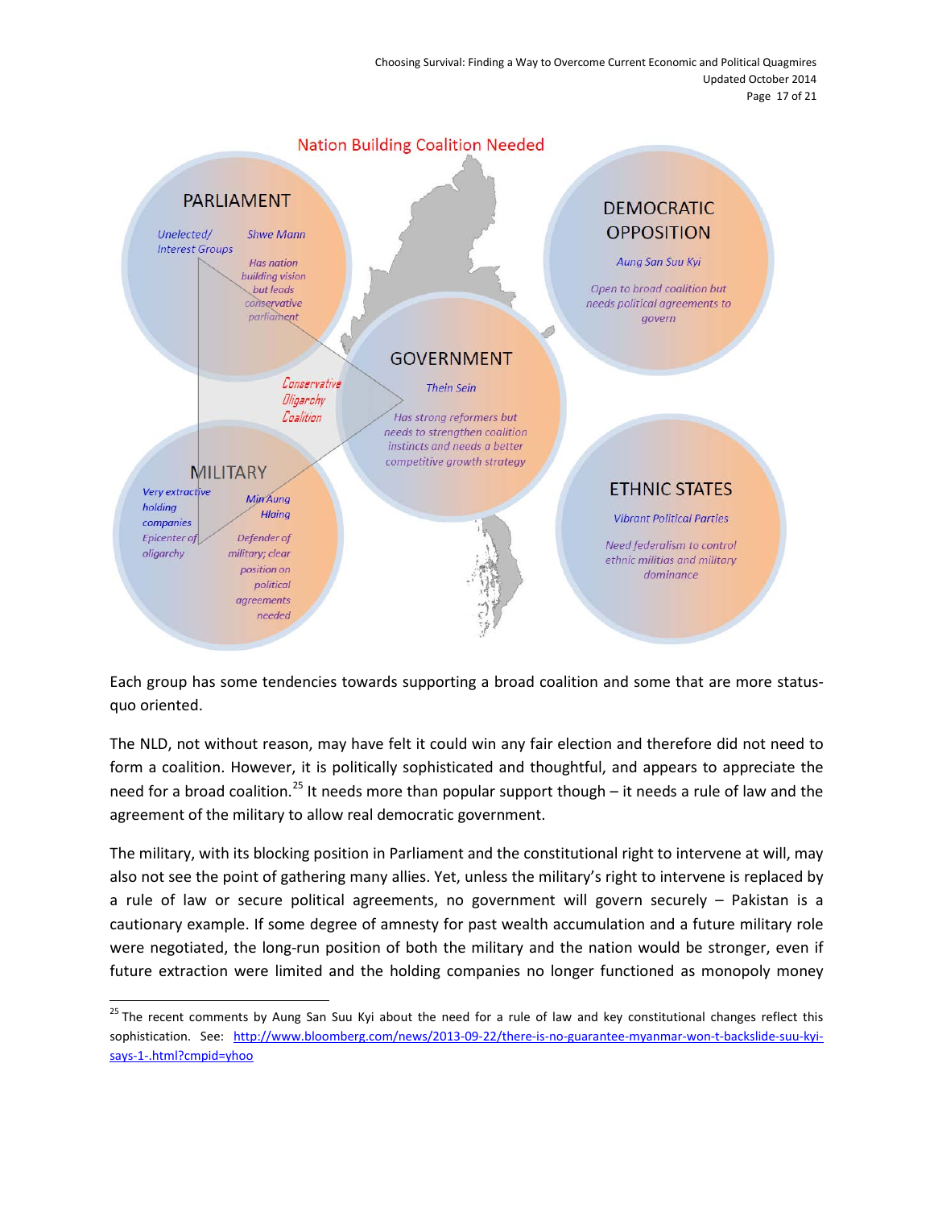Nation Building Coalition Needed

**PARLIAMENT**

*Unelected/ Interest Groups*

*Shwe Mann*

*Has nation building vision but leads conservative parliament*

**DEMOCRATIC OPPOSITION**

*Aung San Suu Kyi*

*Open to broad coalition but needs political agreements to govern*

*Conservative Oligarchy Coalition*

**GOVERNMENT**

*Thein Sein*

*Has strong reformers but needs to strengthen coalition instincts and needs a better competitive growth strategy*

**MILITARY**

*Very extractive holding companies*

*Epicenter of oligarchy*

*Min Aung Hlaing*

*Defender of military; clear position on political agreements needed*

**ETHNIC STATES**

*Vibrant Political Parties*

*Need federalism to control ethnic militias and military dominance*

Each group has some tendencies towards supporting a broad coalition and some that are more status-quo oriented.

The NLD, not without reason, may have felt it could win any fair election and therefore did not need to form a coalition. However, it is politically sophisticated and thoughtful, and appears to appreciate the need for a broad coalition.[25] It needs more than popular support though – it needs a rule of law and the agreement of the military to allow real democratic government.

The military, with its blocking position in Parliament and the constitutional right to intervene at will, may also not see the point of gathering many allies. Yet, unless the military's right to intervene is replaced by a rule of law or secure political agreements, no government will govern securely – Pakistan is a cautionary example. If some degree of amnesty for past wealth accumulation and a future military role were negotiated, the long-run position of both the military and the nation would be stronger, even if future extraction were limited and the holding companies no longer functioned as monopoly money

---

[25] The recent comments by Aung San Suu Kyi about the need for a rule of law and key constitutional changes reflect this sophistication. See: http://www.bloomberg.com/news/2013-09-22/there-is-no-guarantee-myanmar-won-t-backslide-suu-kyi-says-1-.html?cmpid=yhoo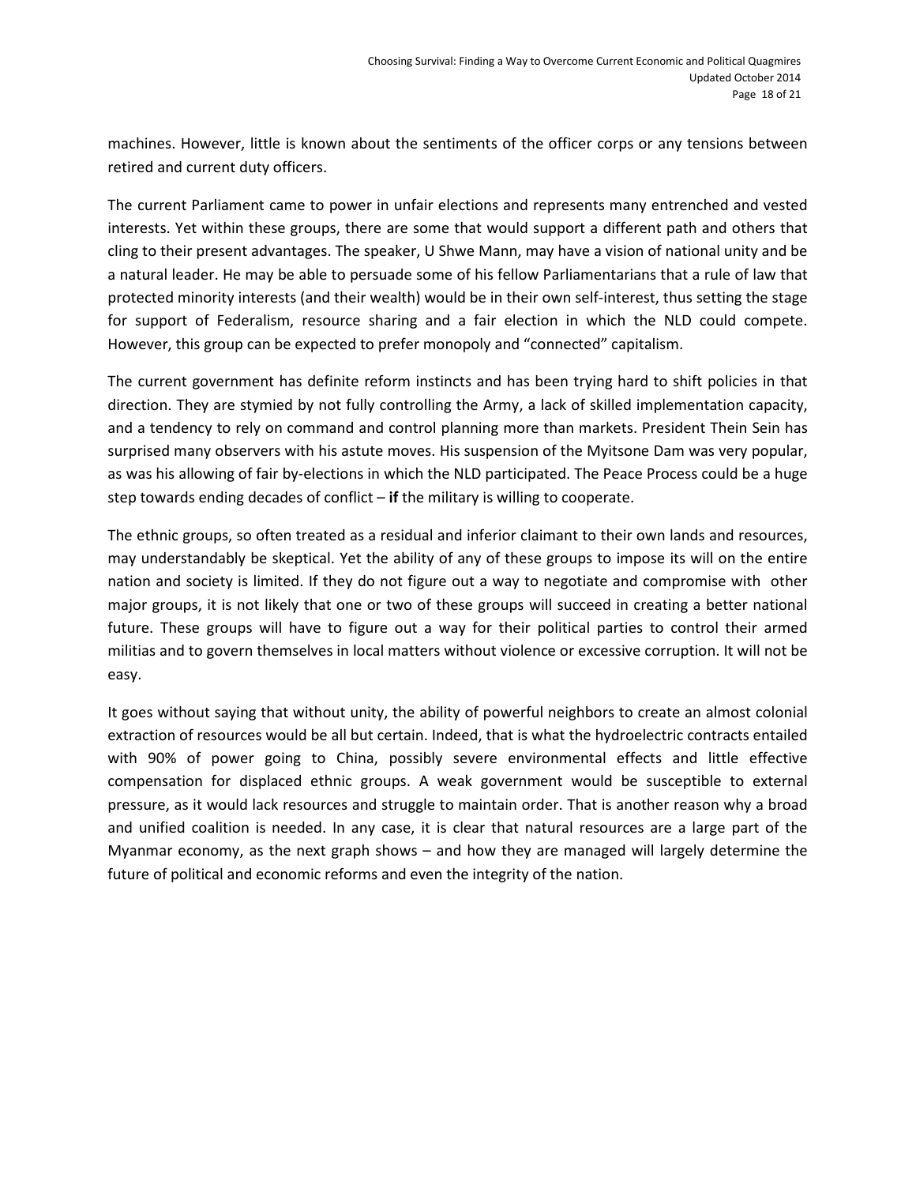machines. However, little is known about the sentiments of the officer corps or any tensions between retired and current duty officers.

The current Parliament came to power in unfair elections and represents many entrenched and vested interests. Yet within these groups, there are some that would support a different path and others that cling to their present advantages. The speaker, U Shwe Mann, may have a vision of national unity and be a natural leader. He may be able to persuade some of his fellow Parliamentarians that a rule of law that protected minority interests (and their wealth) would be in their own self-interest, thus setting the stage for support of Federalism, resource sharing and a fair election in which the NLD could compete. However, this group can be expected to prefer monopoly and "connected" capitalism.

The current government has definite reform instincts and has been trying hard to shift policies in that direction. They are stymied by not fully controlling the Army, a lack of skilled implementation capacity, and a tendency to rely on command and control planning more than markets. President Thein Sein has surprised many observers with his astute moves. His suspension of the Myitsone Dam was very popular, as was his allowing of fair by-elections in which the NLD participated. The Peace Process could be a huge step towards ending decades of conflict – **if** the military is willing to cooperate.

The ethnic groups, so often treated as a residual and inferior claimant to their own lands and resources, may understandably be skeptical. Yet the ability of any of these groups to impose its will on the entire nation and society is limited. If they do not figure out a way to negotiate and compromise with other major groups, it is not likely that one or two of these groups will succeed in creating a better national future. These groups will have to figure out a way for their political parties to control their armed militias and to govern themselves in local matters without violence or excessive corruption. It will not be easy.

It goes without saying that without unity, the ability of powerful neighbors to create an almost colonial extraction of resources would be all but certain. Indeed, that is what the hydroelectric contracts entailed with 90% of power going to China, possibly severe environmental effects and little effective compensation for displaced ethnic groups. A weak government would be susceptible to external pressure, as it would lack resources and struggle to maintain order. That is another reason why a broad and unified coalition is needed. In any case, it is clear that natural resources are a large part of the Myanmar economy, as the next graph shows – and how they are managed will largely determine the future of political and economic reforms and even the integrity of the nation.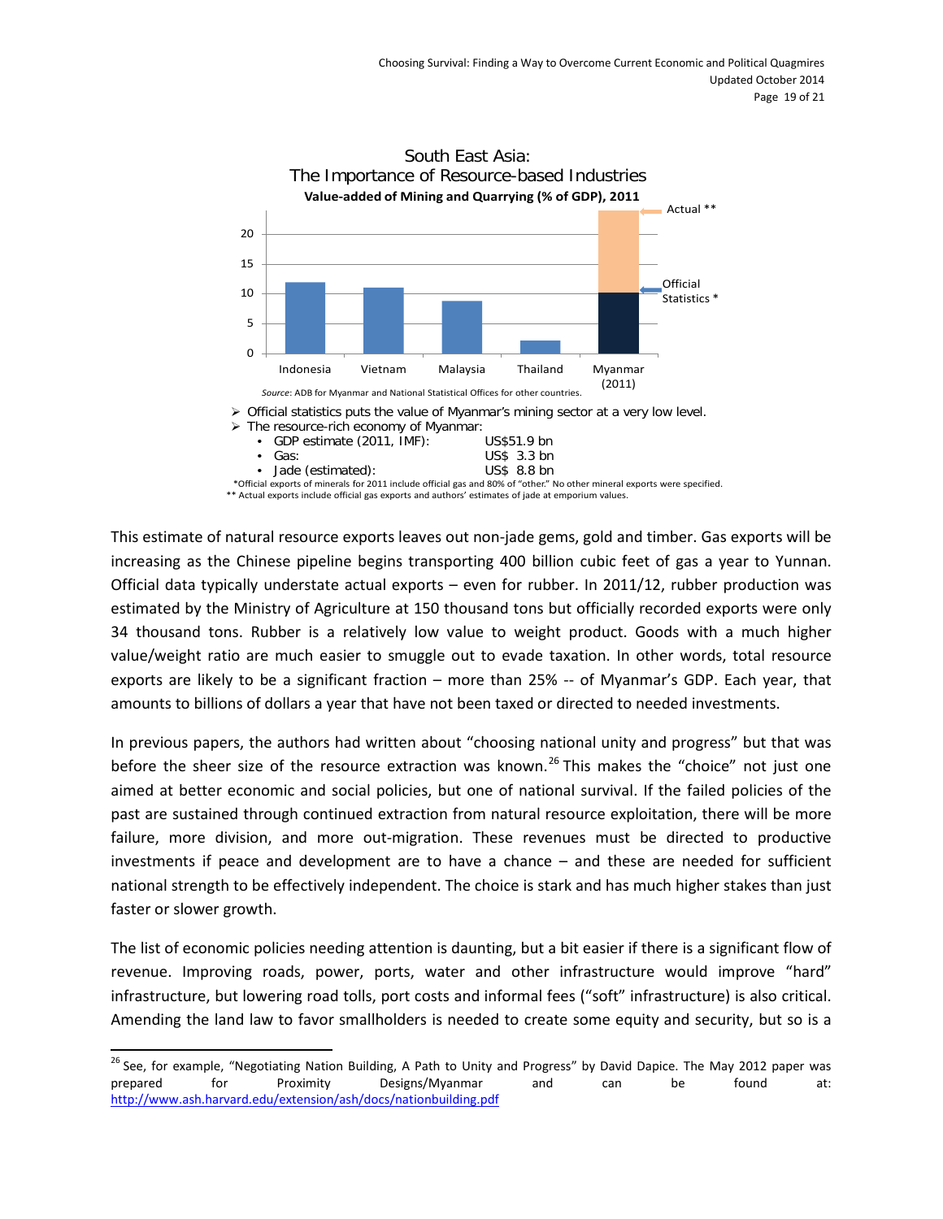South East Asia:
The Importance of Resource-based Industries
**Value-added of Mining and Quarrying (% of GDP), 2011**

*Source*: ADB for Myanmar and National Statistical Offices for other countries.

- Official statistics puts the value of Myanmar's mining sector at a very low level.
- The resource-rich economy of Myanmar:
  - GDP estimate (2011, IMF): US$51.9 bn
  - Gas: US$ 3.3 bn
  - Jade (estimated): US$ 8.8 bn

*Official exports of minerals for 2011 include official gas and 80% of "other." No other mineral exports were specified.
** Actual exports include official gas exports and authors' estimates of jade at emporium values.

This estimate of natural resource exports leaves out non-jade gems, gold and timber. Gas exports will be increasing as the Chinese pipeline begins transporting 400 billion cubic feet of gas a year to Yunnan. Official data typically understate actual exports – even for rubber. In 2011/12, rubber production was estimated by the Ministry of Agriculture at 150 thousand tons but officially recorded exports were only 34 thousand tons. Rubber is a relatively low value to weight product. Goods with a much higher value/weight ratio are much easier to smuggle out to evade taxation. In other words, total resource exports are likely to be a significant fraction – more than 25% -- of Myanmar's GDP. Each year, that amounts to billions of dollars a year that have not been taxed or directed to needed investments.

In previous papers, the authors had written about "choosing national unity and progress" but that was before the sheer size of the resource extraction was known.[26] This makes the "choice" not just one aimed at better economic and social policies, but one of national survival. If the failed policies of the past are sustained through continued extraction from natural resource exploitation, there will be more failure, more division, and more out-migration. These revenues must be directed to productive investments if peace and development are to have a chance – and these are needed for sufficient national strength to be effectively independent. The choice is stark and has much higher stakes than just faster or slower growth.

The list of economic policies needing attention is daunting, but a bit easier if there is a significant flow of revenue. Improving roads, power, ports, water and other infrastructure would improve "hard" infrastructure, but lowering road tolls, port costs and informal fees ("soft" infrastructure) is also critical. Amending the land law to favor smallholders is needed to create some equity and security, but so is a

---

[26] See, for example, "Negotiating Nation Building, A Path to Unity and Progress" by David Dapice. The May 2012 paper was prepared for Proximity Designs/Myanmar and can be found at: http://www.ash.harvard.edu/extension/ash/docs/nationbuilding.pdf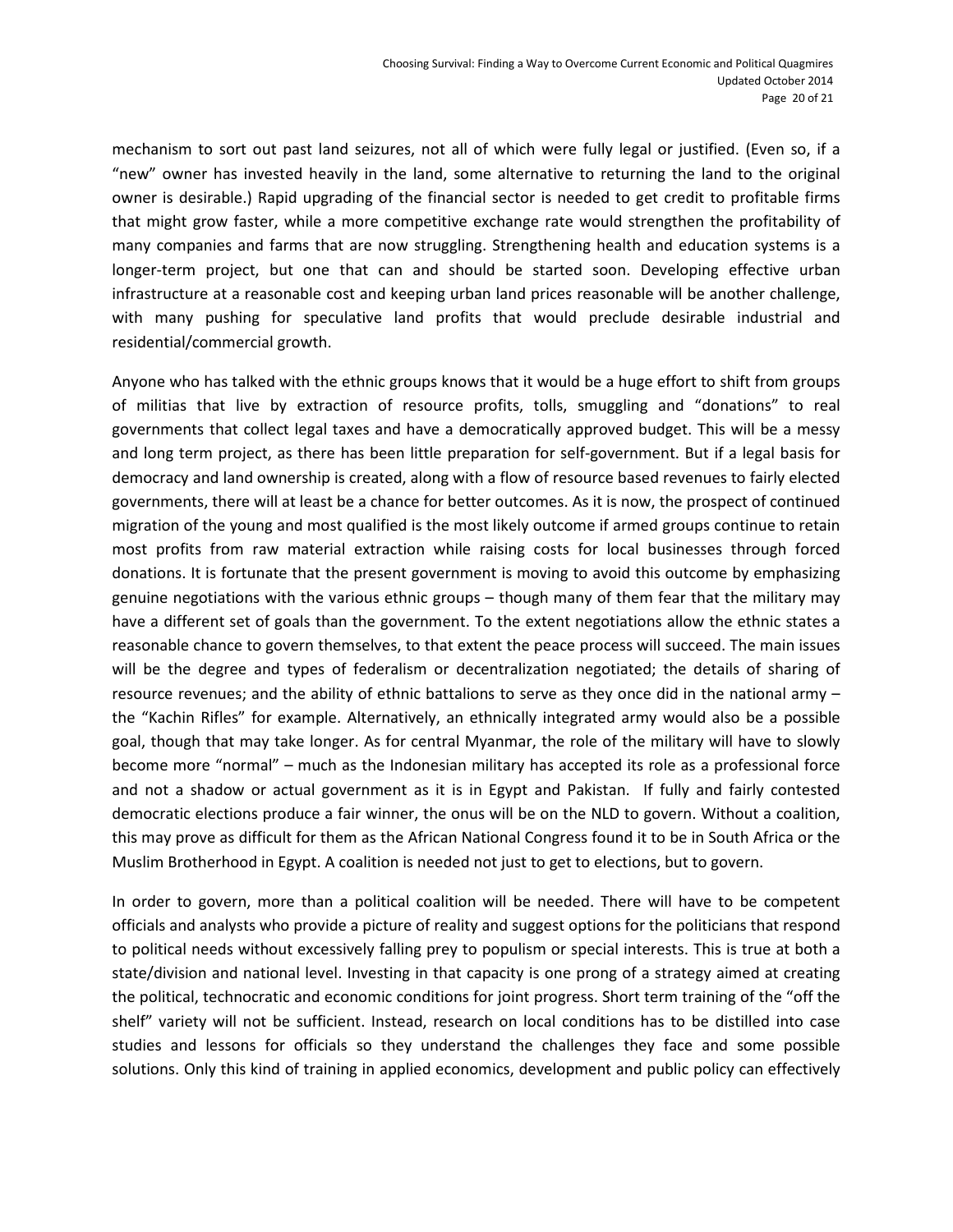mechanism to sort out past land seizures, not all of which were fully legal or justified. (Even so, if a "new" owner has invested heavily in the land, some alternative to returning the land to the original owner is desirable.) Rapid upgrading of the financial sector is needed to get credit to profitable firms that might grow faster, while a more competitive exchange rate would strengthen the profitability of many companies and farms that are now struggling. Strengthening health and education systems is a longer-term project, but one that can and should be started soon. Developing effective urban infrastructure at a reasonable cost and keeping urban land prices reasonable will be another challenge, with many pushing for speculative land profits that would preclude desirable industrial and residential/commercial growth.

Anyone who has talked with the ethnic groups knows that it would be a huge effort to shift from groups of militias that live by extraction of resource profits, tolls, smuggling and "donations" to real governments that collect legal taxes and have a democratically approved budget. This will be a messy and long term project, as there has been little preparation for self-government. But if a legal basis for democracy and land ownership is created, along with a flow of resource based revenues to fairly elected governments, there will at least be a chance for better outcomes. As it is now, the prospect of continued migration of the young and most qualified is the most likely outcome if armed groups continue to retain most profits from raw material extraction while raising costs for local businesses through forced donations. It is fortunate that the present government is moving to avoid this outcome by emphasizing genuine negotiations with the various ethnic groups – though many of them fear that the military may have a different set of goals than the government. To the extent negotiations allow the ethnic states a reasonable chance to govern themselves, to that extent the peace process will succeed. The main issues will be the degree and types of federalism or decentralization negotiated; the details of sharing of resource revenues; and the ability of ethnic battalions to serve as they once did in the national army – the "Kachin Rifles" for example. Alternatively, an ethnically integrated army would also be a possible goal, though that may take longer. As for central Myanmar, the role of the military will have to slowly become more "normal" – much as the Indonesian military has accepted its role as a professional force and not a shadow or actual government as it is in Egypt and Pakistan. If fully and fairly contested democratic elections produce a fair winner, the onus will be on the NLD to govern. Without a coalition, this may prove as difficult for them as the African National Congress found it to be in South Africa or the Muslim Brotherhood in Egypt. A coalition is needed not just to get to elections, but to govern.

In order to govern, more than a political coalition will be needed. There will have to be competent officials and analysts who provide a picture of reality and suggest options for the politicians that respond to political needs without excessively falling prey to populism or special interests. This is true at both a state/division and national level. Investing in that capacity is one prong of a strategy aimed at creating the political, technocratic and economic conditions for joint progress. Short term training of the "off the shelf" variety will not be sufficient. Instead, research on local conditions has to be distilled into case studies and lessons for officials so they understand the challenges they face and some possible solutions. Only this kind of training in applied economics, development and public policy can effectively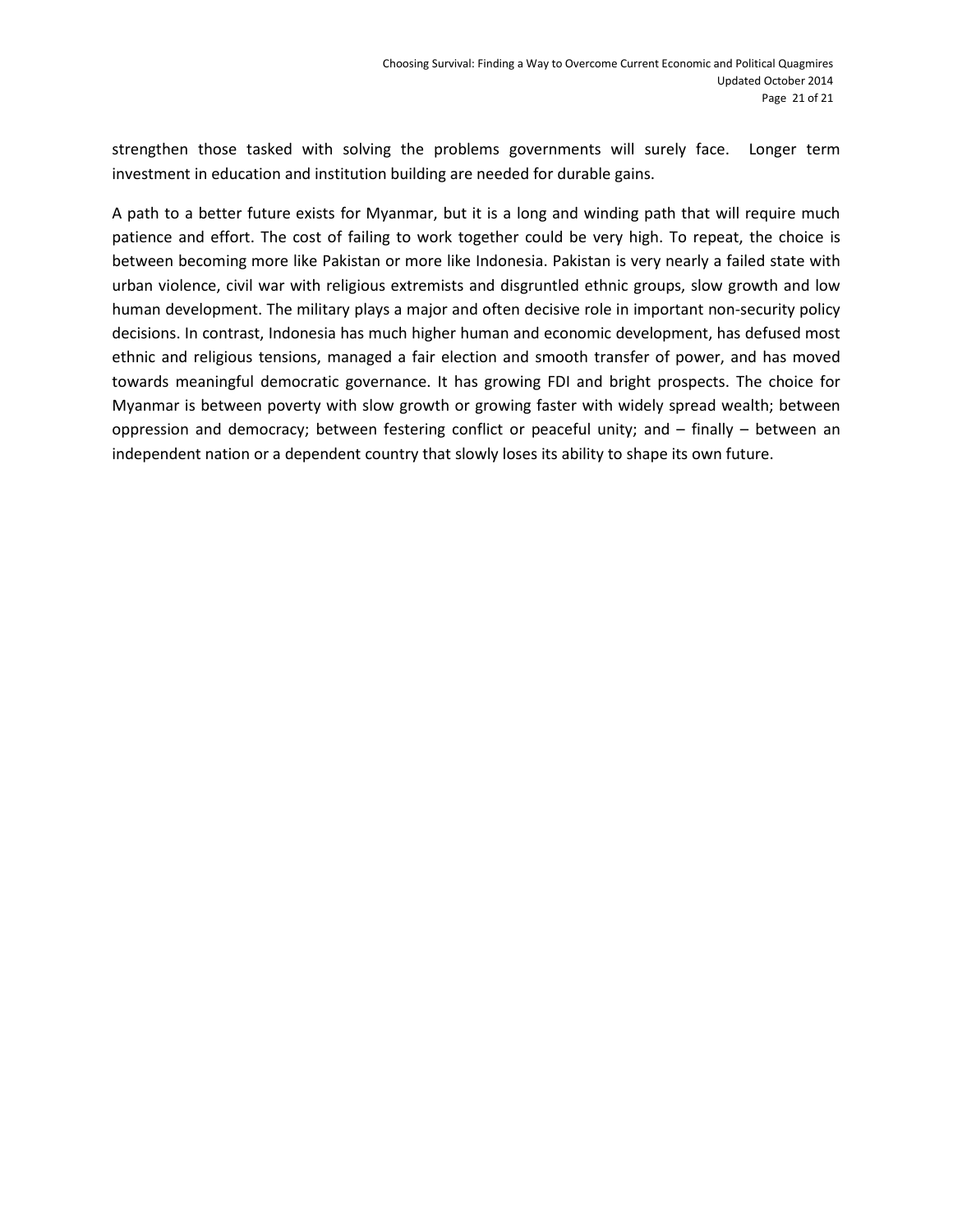strengthen those tasked with solving the problems governments will surely face. Longer term investment in education and institution building are needed for durable gains.

A path to a better future exists for Myanmar, but it is a long and winding path that will require much patience and effort. The cost of failing to work together could be very high. To repeat, the choice is between becoming more like Pakistan or more like Indonesia. Pakistan is very nearly a failed state with urban violence, civil war with religious extremists and disgruntled ethnic groups, slow growth and low human development. The military plays a major and often decisive role in important non-security policy decisions. In contrast, Indonesia has much higher human and economic development, has defused most ethnic and religious tensions, managed a fair election and smooth transfer of power, and has moved towards meaningful democratic governance. It has growing FDI and bright prospects. The choice for Myanmar is between poverty with slow growth or growing faster with widely spread wealth; between oppression and democracy; between festering conflict or peaceful unity; and – finally – between an independent nation or a dependent country that slowly loses its ability to shape its own future.